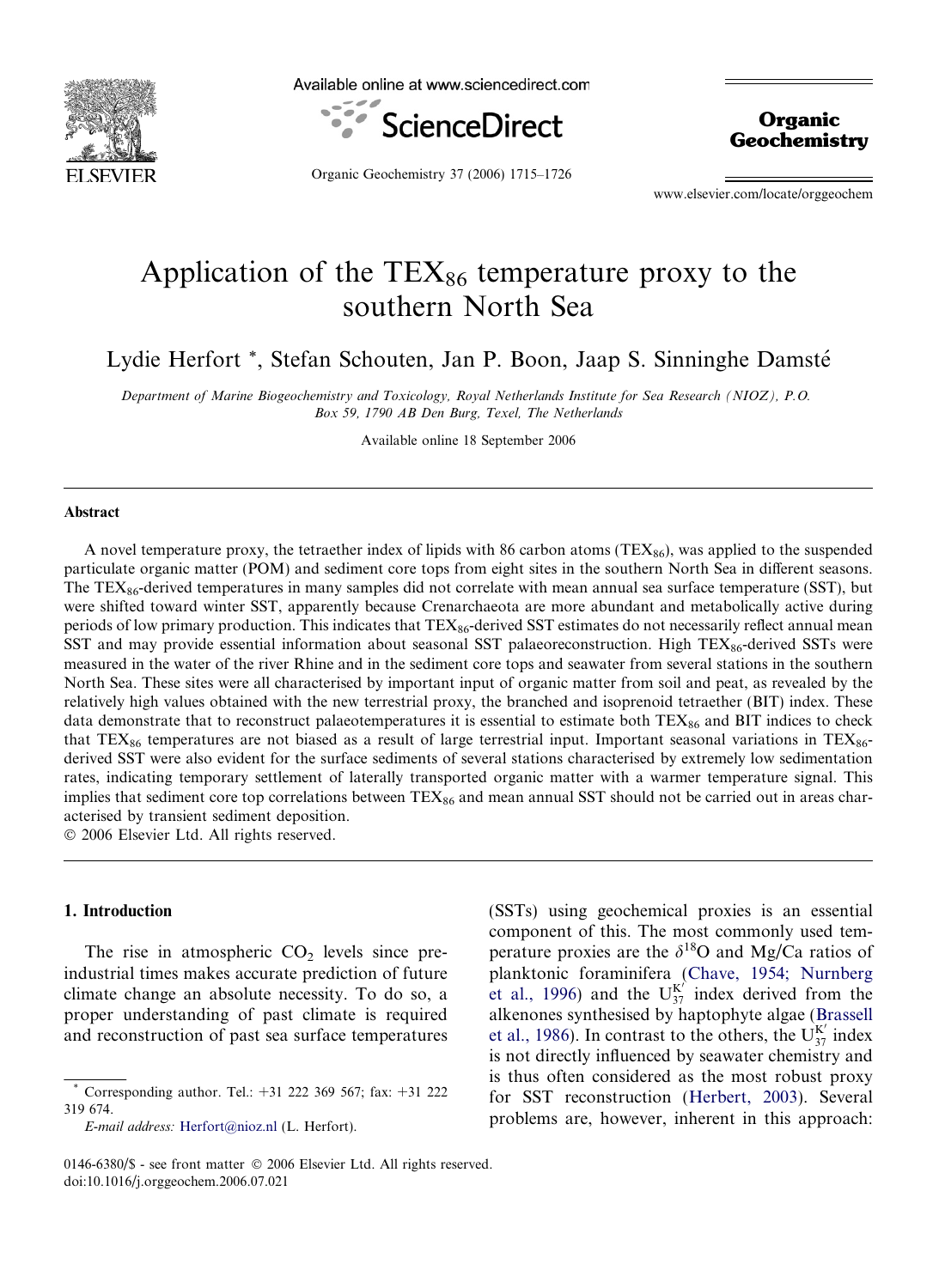# Application of the $TEX_{86}$ temperature proxy to the southern North Sea

Lydie Herfort *, Stefan Schouten, Jan P. Boon, Jaap S. Sinninghe Damsté

*Department of Marine Biogeochemistry and Toxicology, Royal Netherlands Institute for Sea Research (NIOZ), P.O. Box 59, 1790 AB Den Burg, Texel, The Netherlands*

Available online 18 September 2006

## Abstract

A novel temperature proxy, the tetraether index of lipids with 86 carbon atoms ($TEX_{86}$), was applied to the suspended particulate organic matter (POM) and sediment core tops from eight sites in the southern North Sea in different seasons. The $TEX_{86}$-derived temperatures in many samples did not correlate with mean annual sea surface temperature (SST), but were shifted toward winter SST, apparently because Crenarchaeota are more abundant and metabolically active during periods of low primary production. This indicates that $TEX_{86}$-derived SST estimates do not necessarily reflect annual mean SST and may provide essential information about seasonal SST palaeoreconstruction. High $TEX_{86}$-derived SSTs were measured in the water of the river Rhine and in the sediment core tops and seawater from several stations in the southern North Sea. These sites were all characterised by important input of organic matter from soil and peat, as revealed by the relatively high values obtained with the new terrestrial proxy, the branched and isoprenoid tetraether (BIT) index. These data demonstrate that to reconstruct palaeotemperatures it is essential to estimate both $TEX_{86}$ and BIT indices to check that $TEX_{86}$ temperatures are not biased as a result of large terrestrial input. Important seasonal variations in $TEX_{86}$-derived SST were also evident for the surface sediments of several stations characterised by extremely low sedimentation rates, indicating temporary settlement of laterally transported organic matter with a warmer temperature signal. This implies that sediment core top correlations between $TEX_{86}$ and mean annual SST should not be carried out in areas characterised by transient sediment deposition.

© 2006 Elsevier Ltd. All rights reserved.

## 1. Introduction

The rise in atmospheric $CO_2$ levels since pre-industrial times makes accurate prediction of future climate change an absolute necessity. To do so, a proper understanding of past climate is required and reconstruction of past sea surface temperatures (SSTs) using geochemical proxies is an essential component of this. The most commonly used temperature proxies are the $\delta^{18}O$ and Mg/Ca ratios of planktonic foraminifera (Chave, 1954; Nurnberg et al., 1996) and the $U_{37}^{K'}$ index derived from the alkenones synthesised by haptophyte algae (Brassell et al., 1986). In contrast to the others, the $U_{37}^{K'}$ index is not directly influenced by seawater chemistry and is thus often considered as the most robust proxy for SST reconstruction (Herbert, 2003). Several problems are, however, inherent in this approach:

* Corresponding author. Tel.: +31 222 369 567; fax: +31 222 319 674.

*E-mail address:* Herfort@nioz.nl (L. Herfort).

0146-6380/$ - see front matter © 2006 Elsevier Ltd. All rights reserved.
doi:10.1016/j.orggeochem.2006.07.021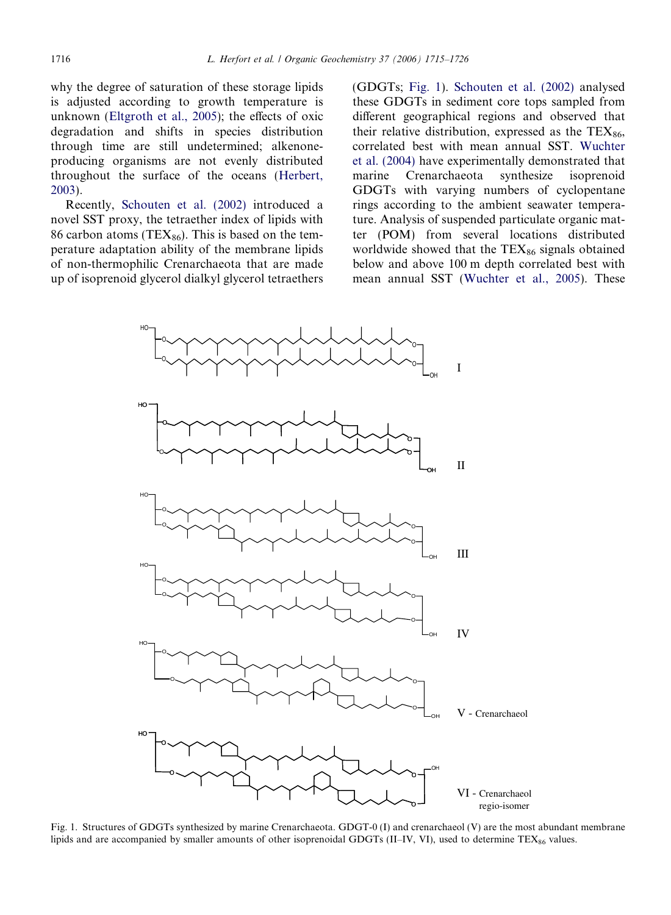why the degree of saturation of these storage lipids is adjusted according to growth temperature is unknown (Eltgroth et al., 2005); the effects of oxic degradation and shifts in species distribution through time are still undetermined; alkenone-producing organisms are not evenly distributed throughout the surface of the oceans (Herbert, 2003).

Recently, Schouten et al. (2002) introduced a novel SST proxy, the tetraether index of lipids with 86 carbon atoms ($TEX_{86}$). This is based on the temperature adaptation ability of the membrane lipids of non-thermophilic Crenarchaeota that are made up of isoprenoid glycerol dialkyl glycerol tetraethers (GDGTs; Fig. 1). Schouten et al. (2002) analysed these GDGTs in sediment core tops sampled from different geographical regions and observed that their relative distribution, expressed as the $TEX_{86}$, correlated best with mean annual SST. Wuchter et al. (2004) have experimentally demonstrated that marine Crenarchaeota synthesize isoprenoid GDGTs with varying numbers of cyclopentane rings according to the ambient seawater temperature. Analysis of suspended particulate organic matter (POM) from several locations distributed worldwide showed that the $TEX_{86}$ signals obtained below and above 100 m depth correlated best with mean annual SST (Wuchter et al., 2005). These

Fig. 1. Structures of GDGTs synthesized by marine Crenarchaeota. GDGT-0 (I) and crenarchaeol (V) are the most abundant membrane lipids and are accompanied by smaller amounts of other isoprenoidal GDGTs (II–IV, VI), used to determine $TEX_{86}$ values.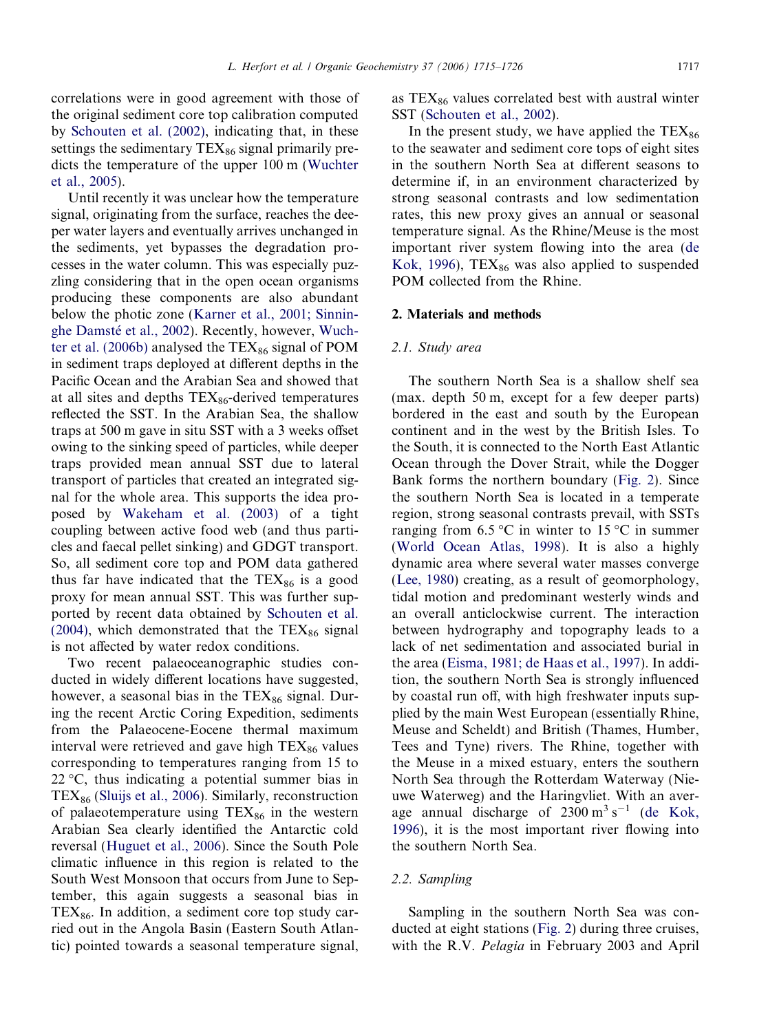correlations were in good agreement with those of the original sediment core top calibration computed by Schouten et al. (2002), indicating that, in these settings the sedimentary $TEX_{86}$ signal primarily predicts the temperature of the upper 100 m (Wuchter et al., 2005).

Until recently it was unclear how the temperature signal, originating from the surface, reaches the deeper water layers and eventually arrives unchanged in the sediments, yet bypasses the degradation processes in the water column. This was especially puzzling considering that in the open ocean organisms producing these components are also abundant below the photic zone (Karner et al., 2001; Sinninghe Damsté et al., 2002). Recently, however, Wuchter et al. (2006b) analysed the $TEX_{86}$ signal of POM in sediment traps deployed at different depths in the Pacific Ocean and the Arabian Sea and showed that at all sites and depths $TEX_{86}$-derived temperatures reflected the SST. In the Arabian Sea, the shallow traps at 500 m gave in situ SST with a 3 weeks offset owing to the sinking speed of particles, while deeper traps provided mean annual SST due to lateral transport of particles that created an integrated signal for the whole area. This supports the idea proposed by Wakeham et al. (2003) of a tight coupling between active food web (and thus particles and faecal pellet sinking) and GDGT transport. So, all sediment core top and POM data gathered thus far have indicated that the $TEX_{86}$ is a good proxy for mean annual SST. This was further supported by recent data obtained by Schouten et al. (2004), which demonstrated that the $TEX_{86}$ signal is not affected by water redox conditions.

Two recent palaeoceanographic studies conducted in widely different locations have suggested, however, a seasonal bias in the $TEX_{86}$ signal. During the recent Arctic Coring Expedition, sediments from the Palaeocene-Eocene thermal maximum interval were retrieved and gave high $TEX_{86}$ values corresponding to temperatures ranging from 15 to 22 °C, thus indicating a potential summer bias in $TEX_{86}$ (Sluijs et al., 2006). Similarly, reconstruction of palaeotemperature using $TEX_{86}$ in the western Arabian Sea clearly identified the Antarctic cold reversal (Huguet et al., 2006). Since the South Pole climatic influence in this region is related to the South West Monsoon that occurs from June to September, this again suggests a seasonal bias in $TEX_{86}$. In addition, a sediment core top study carried out in the Angola Basin (Eastern South Atlantic) pointed towards a seasonal temperature signal, as $TEX_{86}$ values correlated best with austral winter SST (Schouten et al., 2002).

In the present study, we have applied the $TEX_{86}$ to the seawater and sediment core tops of eight sites in the southern North Sea at different seasons to determine if, in an environment characterized by strong seasonal contrasts and low sedimentation rates, this new proxy gives an annual or seasonal temperature signal. As the Rhine/Meuse is the most important river system flowing into the area (de Kok, 1996), $TEX_{86}$ was also applied to suspended POM collected from the Rhine.

## 2. Materials and methods

### 2.1. Study area

The southern North Sea is a shallow shelf sea (max. depth 50 m, except for a few deeper parts) bordered in the east and south by the European continent and in the west by the British Isles. To the South, it is connected to the North East Atlantic Ocean through the Dover Strait, while the Dogger Bank forms the northern boundary (Fig. 2). Since the southern North Sea is located in a temperate region, strong seasonal contrasts prevail, with SSTs ranging from 6.5 °C in winter to 15 °C in summer (World Ocean Atlas, 1998). It is also a highly dynamic area where several water masses converge (Lee, 1980) creating, as a result of geomorphology, tidal motion and predominant westerly winds and an overall anticlockwise current. The interaction between hydrography and topography leads to a lack of net sedimentation and associated burial in the area (Eisma, 1981; de Haas et al., 1997). In addition, the southern North Sea is strongly influenced by coastal run off, with high freshwater inputs supplied by the main West European (essentially Rhine, Meuse and Scheldt) and British (Thames, Humber, Tees and Tyne) rivers. The Rhine, together with the Meuse in a mixed estuary, enters the southern North Sea through the Rotterdam Waterway (Nieuwe Waterweg) and the Haringvliet. With an average annual discharge of 2300 $m^3 s^{-1}$ (de Kok, 1996), it is the most important river flowing into the southern North Sea.

### 2.2. Sampling

Sampling in the southern North Sea was conducted at eight stations (Fig. 2) during three cruises, with the R.V. *Pelagia* in February 2003 and April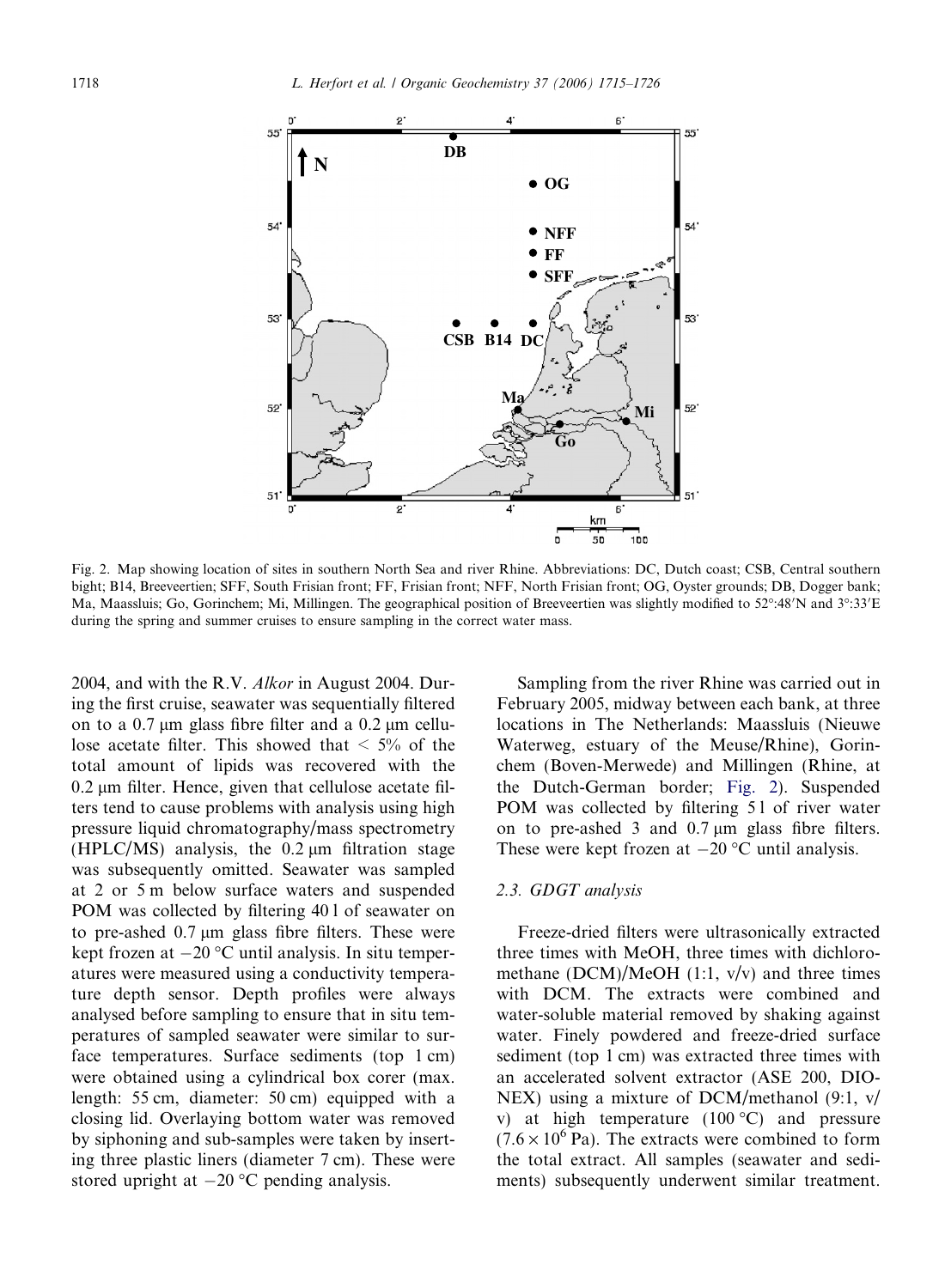Fig. 2. Map showing location of sites in southern North Sea and river Rhine. Abbreviations: DC, Dutch coast; CSB, Central southern bight; B14, Breeveertien; SFF, South Frisian front; FF, Frisian front; NFF, North Frisian front; OG, Oyster grounds; DB, Dogger bank; Ma, Maassluis; Go, Gorinchem; Mi, Millingen. The geographical position of Breeveertien was slightly modified to 52°:48′N and 3°:33′E during the spring and summer cruises to ensure sampling in the correct water mass.

2004, and with the R.V. *Alkor* in August 2004. During the first cruise, seawater was sequentially filtered on to a 0.7 μm glass fibre filter and a 0.2 μm cellulose acetate filter. This showed that < 5% of the total amount of lipids was recovered with the 0.2 μm filter. Hence, given that cellulose acetate filters tend to cause problems with analysis using high pressure liquid chromatography/mass spectrometry (HPLC/MS) analysis, the 0.2 μm filtration stage was subsequently omitted. Seawater was sampled at 2 or 5 m below surface waters and suspended POM was collected by filtering 40 l of seawater on to pre-ashed 0.7 μm glass fibre filters. These were kept frozen at −20 °C until analysis. In situ temperatures were measured using a conductivity temperature depth sensor. Depth profiles were always analysed before sampling to ensure that in situ temperatures of sampled seawater were similar to surface temperatures. Surface sediments (top 1 cm) were obtained using a cylindrical box corer (max. length: 55 cm, diameter: 50 cm) equipped with a closing lid. Overlaying bottom water was removed by siphoning and sub-samples were taken by inserting three plastic liners (diameter 7 cm). These were stored upright at −20 °C pending analysis.

Sampling from the river Rhine was carried out in February 2005, midway between each bank, at three locations in The Netherlands: Maassluis (Nieuwe Waterweg, estuary of the Meuse/Rhine), Gorinchem (Boven-Merwede) and Millingen (Rhine, at the Dutch-German border; Fig. 2). Suspended POM was collected by filtering 5 l of river water on to pre-ashed 3 and 0.7 μm glass fibre filters. These were kept frozen at −20 °C until analysis.

### 2.3. GDGT analysis

Freeze-dried filters were ultrasonically extracted three times with MeOH, three times with dichloromethane (DCM)/MeOH (1:1, v/v) and three times with DCM. The extracts were combined and water-soluble material removed by shaking against water. Finely powdered and freeze-dried surface sediment (top 1 cm) was extracted three times with an accelerated solvent extractor (ASE 200, DIONEX) using a mixture of DCM/methanol (9:1, v/v) at high temperature (100 °C) and pressure ($7.6 \times 10^6$ Pa). The extracts were combined to form the total extract. All samples (seawater and sediments) subsequently underwent similar treatment.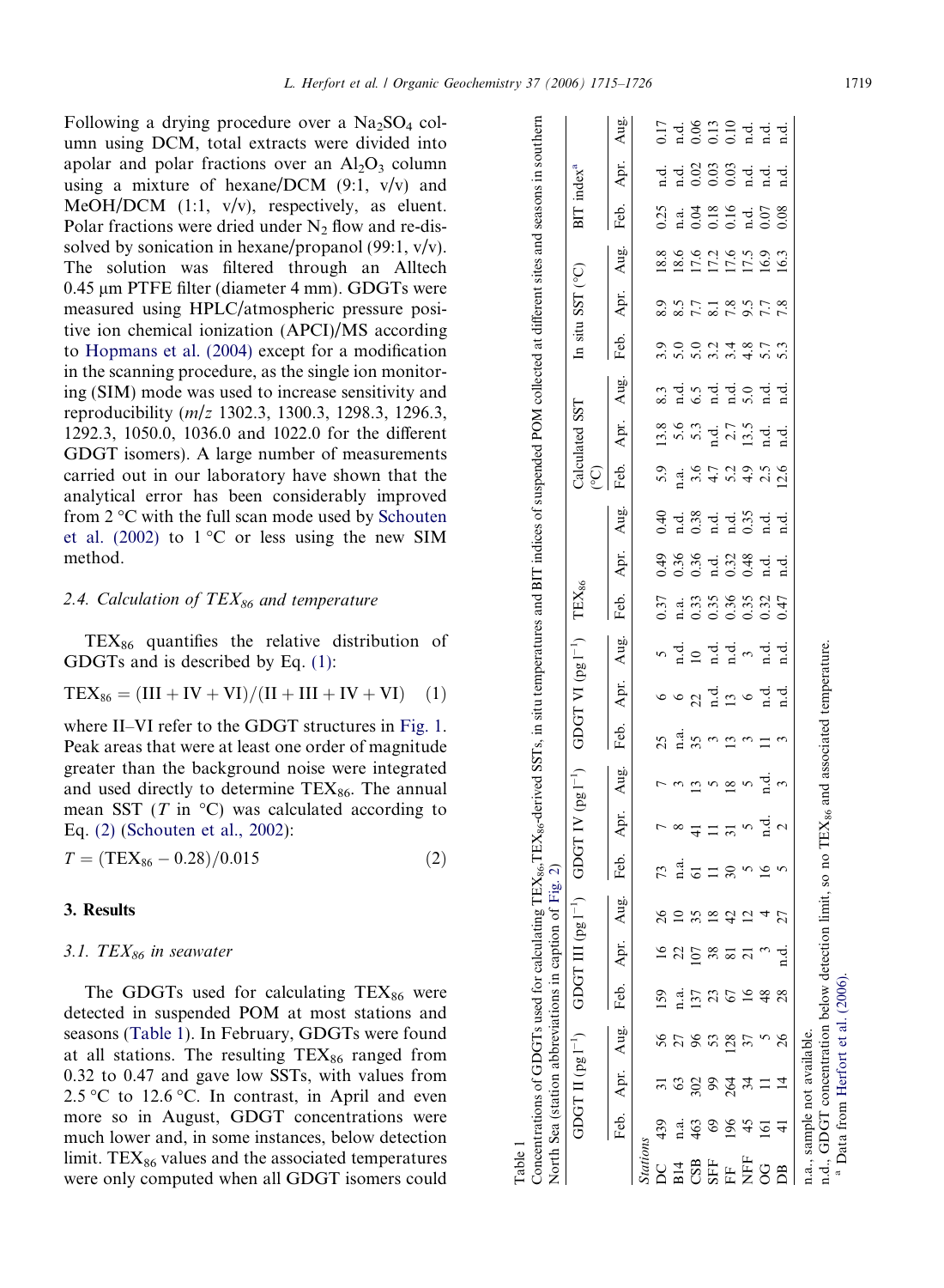Following a drying procedure over a $Na_2SO_4$ column using DCM, total extracts were divided into apolar and polar fractions over an $Al_2O_3$ column using a mixture of hexane/DCM (9:1, v/v) and MeOH/DCM (1:1, v/v), respectively, as eluent. Polar fractions were dried under $N_2$ flow and re-dissolved by sonication in hexane/propanol (99:1, v/v). The solution was filtered through an Alltech 0.45 μm PTFE filter (diameter 4 mm). GDGTs were measured using HPLC/atmospheric pressure positive ion chemical ionization (APCI)/MS according to Hopmans et al. (2004) except for a modification in the scanning procedure, as the single ion monitoring (SIM) mode was used to increase sensitivity and reproducibility ($m/z$ 1302.3, 1300.3, 1298.3, 1296.3, 1292.3, 1050.0, 1036.0 and 1022.0 for the different GDGT isomers). A large number of measurements carried out in our laboratory have shown that the analytical error has been considerably improved from 2 °C with the full scan mode used by Schouten et al. (2002) to 1 °C or less using the new SIM method.

### 2.4. Calculation of $TEX_{86}$ and temperature

$TEX_{86}$ quantifies the relative distribution of GDGTs and is described by Eq. (1):

$$TEX_{86} = (III + IV + VI)/(II + III + IV + VI) \quad (1)$$

where II–VI refer to the GDGT structures in Fig. 1. Peak areas that were at least one order of magnitude greater than the background noise were integrated and used directly to determine $TEX_{86}$. The annual mean SST ($T$ in °C) was calculated according to Eq. (2) (Schouten et al., 2002):

$$T = (TEX_{86} - 0.28)/0.015 \quad (2)$$

## 3. Results

### 3.1. $TEX_{86}$ in seawater

The GDGTs used for calculating $TEX_{86}$ were detected in suspended POM at most stations and seasons (Table 1). In February, GDGTs were found at all stations. The resulting $TEX_{86}$ ranged from 0.32 to 0.47 and gave low SSTs, with values from 2.5 °C to 12.6 °C. In contrast, in April and even more so in August, GDGT concentrations were much lower and, in some instances, below detection limit. $TEX_{86}$ values and the associated temperatures were only computed when all GDGT isomers could

Table 1
Concentrations of GDGTs used for calculating $TEX_{86}$, $TEX_{86}$-derived SSTs, in situ temperatures and BIT indices of suspended POM collected at different sites and seasons in southern North Sea (station abbreviations in caption of Fig. 2)

| | GDGT II (pg l$^{-1}$) | | | GDGT III (pg l$^{-1}$) | | | GDGT IV (pg l$^{-1}$) | | | GDGT VI (pg l$^{-1}$) | | | $TEX_{86}$ | | | Calculated SST (°C) | | | In situ SST (°C) | | | BIT index[a] | | |
|---|---|---|---|---|---|---|---|---|---|---|---|---|---|---|---|---|---|---|---|---|---|---|---|---|
| | Feb. | Apr. | Aug. | Feb. | Apr. | Aug. | Feb. | Apr. | Aug. | Feb. | Apr. | Aug. | Feb. | Apr. | Aug. | Feb. | Apr. | Aug. | Feb. | Apr. | Aug. | Feb. | Apr. | Aug. |
| *Stations* | | | | | | | | | | | | | | | | | | | | | | | | |
| DC | 439 | 31 | 56 | 159 | 16 | 26 | 73 | 7 | 7 | 25 | 6 | 5 | 0.37 | 0.49 | 0.40 | 5.9 | 13.8 | 8.3 | 3.9 | 8.9 | 18.8 | 0.25 | n.d. | 0.17 |
| B14 | n.a. | 63 | 27 | n.a. | 22 | 10 | n.a. | 8 | 3 | n.a. | 6 | n.d. | n.a. | 0.36 | n.d. | n.a. | 5.6 | n.d. | 5.0 | 8.5 | 18.6 | n.a. | n.d. | n.d. |
| CSB | 463 | 302 | 96 | 137 | 107 | 35 | 61 | 41 | 13 | 35 | 22 | 10 | 0.33 | 0.36 | 0.38 | 3.6 | 5.3 | 6.5 | 5.0 | 7.7 | 17.6 | 0.04 | 0.02 | 0.06 |
| SFF | 69 | 99 | 53 | 23 | 38 | 18 | 11 | 11 | 5 | 3 | n.d. | n.d. | 0.35 | n.d. | n.d. | 4.7 | n.d. | n.d. | 3.2 | 8.1 | 17.2 | 0.18 | 0.03 | 0.13 |
| FF | 196 | 264 | 128 | 67 | 81 | 42 | 30 | 31 | 18 | 13 | 13 | n.d. | 0.36 | 0.32 | n.d. | 5.2 | 2.7 | n.d. | 3.4 | 7.8 | 17.6 | 0.16 | 0.03 | 0.10 |
| NFF | 45 | 34 | 37 | 16 | 21 | 12 | 5 | 5 | 5 | 3 | 6 | 3 | 0.35 | 0.48 | 0.35 | 4.9 | 13.5 | 5.0 | 4.8 | 9.5 | 17.5 | n.d. | n.d. | n.d. |
| OG | 161 | 11 | 5 | 48 | 3 | 4 | 16 | n.d. | n.d. | 11 | n.d. | n.d. | 0.32 | n.d. | n.d. | 2.5 | n.d. | n.d. | 5.7 | 7.7 | 16.9 | 0.07 | n.d. | n.d. |
| DB | 41 | 14 | 26 | 28 | n.d. | 27 | 5 | 2 | 3 | 3 | n.d. | n.d. | 0.47 | n.d. | n.d. | 12.6 | n.d. | n.d. | 5.3 | 7.8 | 16.3 | 0.08 | n.d. | n.d. |

n.a., sample not available.
n.d., GDGT concentration below detection limit, so no $TEX_{86}$ and associated temperature.
[a] Data from Herfort et al. (2006).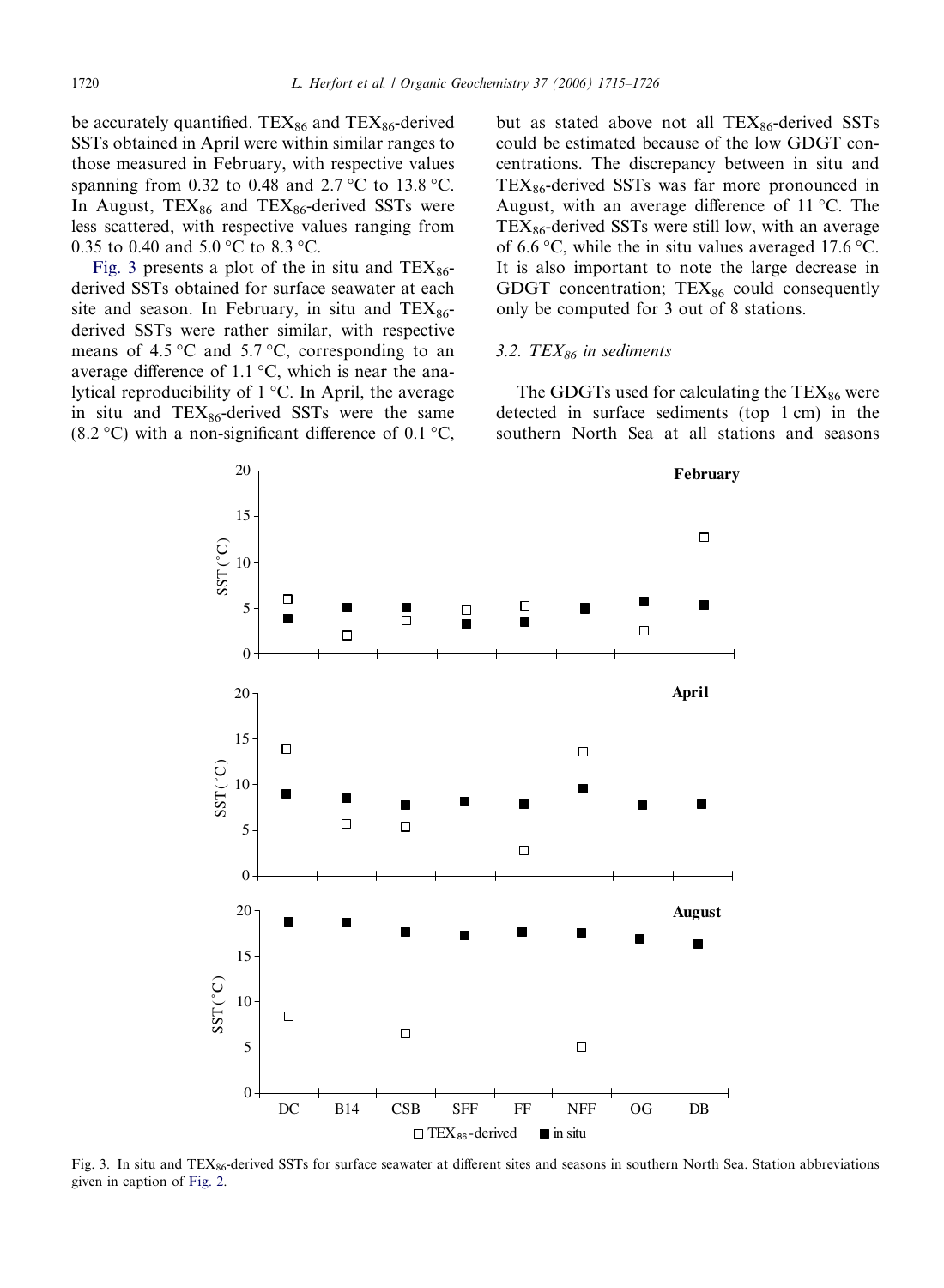be accurately quantified. $TEX_{86}$ and $TEX_{86}$-derived SSTs obtained in April were within similar ranges to those measured in February, with respective values spanning from 0.32 to 0.48 and 2.7 °C to 13.8 °C. In August, $TEX_{86}$ and $TEX_{86}$-derived SSTs were less scattered, with respective values ranging from 0.35 to 0.40 and 5.0 °C to 8.3 °C.

Fig. 3 presents a plot of the in situ and $TEX_{86}$-derived SSTs obtained for surface seawater at each site and season. In February, in situ and $TEX_{86}$-derived SSTs were rather similar, with respective means of 4.5 °C and 5.7 °C, corresponding to an average difference of 1.1 °C, which is near the analytical reproducibility of 1 °C. In April, the average in situ and $TEX_{86}$-derived SSTs were the same (8.2 °C) with a non-significant difference of 0.1 °C, but as stated above not all $TEX_{86}$-derived SSTs could be estimated because of the low GDGT concentrations. The discrepancy between in situ and $TEX_{86}$-derived SSTs was far more pronounced in August, with an average difference of 11 °C. The $TEX_{86}$-derived SSTs were still low, with an average of 6.6 °C, while the in situ values averaged 17.6 °C. It is also important to note the large decrease in GDGT concentration; $TEX_{86}$ could consequently only be computed for 3 out of 8 stations.

### 3.2. $TEX_{86}$ in sediments

The GDGTs used for calculating the $TEX_{86}$ were detected in surface sediments (top 1 cm) in the southern North Sea at all stations and seasons

Fig. 3. In situ and $TEX_{86}$-derived SSTs for surface seawater at different sites and seasons in southern North Sea. Station abbreviations given in caption of Fig. 2.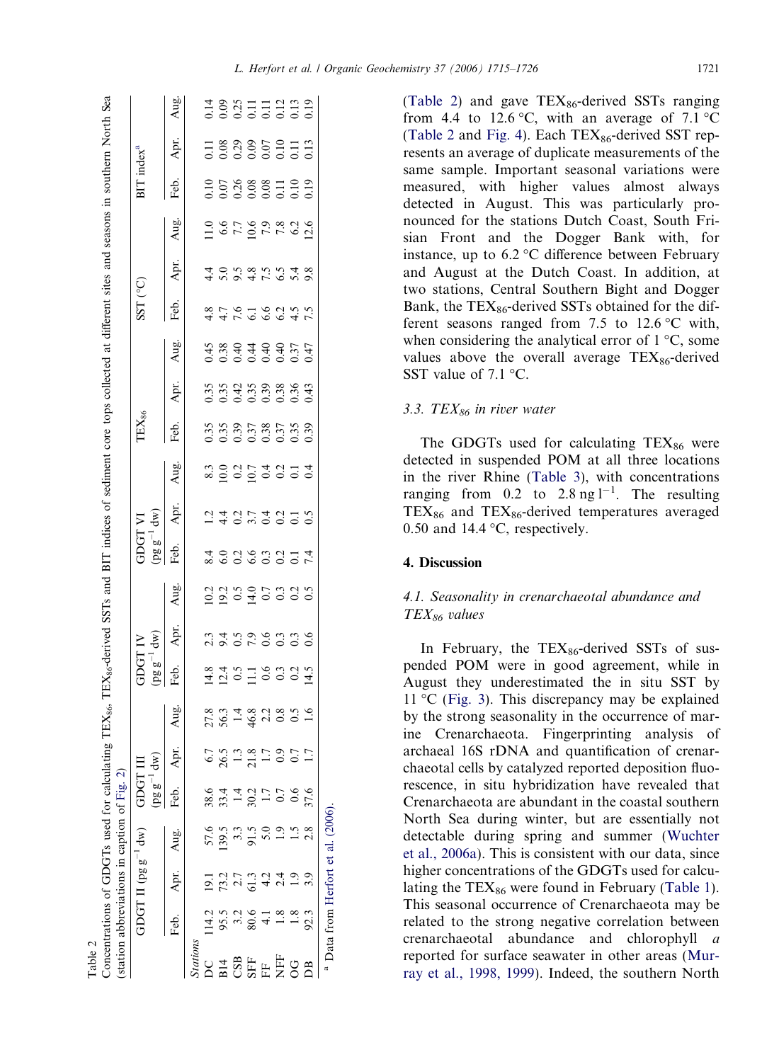Table 2
Concentrations of GDGTs used for calculating $TEX_{86}$, $TEX_{86}$-derived SSTs and BIT indices of sediment core tops collected at different sites and seasons in southern North Sea (station abbreviations in caption of Fig. 2)

| | GDGT II (pg $g^{-1}$ dw) | | | GDGT III (pg $g^{-1}$ dw) | | | GDGT IV (pg $g^{-1}$ dw) | | | GDGT VI (pg $g^{-1}$ dw) | | | $TEX_{86}$ | | | SST (°C) | | | BIT index[a] | | |
|---|---|---|---|---|---|---|---|---|---|---|---|---|---|---|---|---|---|---|---|---|---|
| | Feb. | Apr. | Aug. | Feb. | Apr. | Aug. | Feb. | Apr. | Aug. | Feb. | Apr. | Aug. | Feb. | Apr. | Aug. | Feb. | Apr. | Aug. | Feb. | Apr. | Aug. |
| *Stations* | | | | | | | | | | | | | | | | | | | | | |
| DC | 114.2 | 19.1 | 57.6 | 38.6 | 6.7 | 27.8 | 14.8 | 2.3 | 10.2 | 8.4 | 1.2 | 8.3 | 0.35 | 0.35 | 0.45 | 4.8 | 4.4 | 11.0 | 0.10 | 0.11 | 0.14 |
| B14 | 95.5 | 73.2 | 139.5 | 33.4 | 26.5 | 56.3 | 12.4 | 9.4 | 19.2 | 6.0 | 4.4 | 10.0 | 0.35 | 0.35 | 0.38 | 4.7 | 5.0 | 6.6 | 0.07 | 0.08 | 0.09 |
| CSB | 3.2 | 2.7 | 3.3 | 1.4 | 1.3 | 1.4 | 0.5 | 0.5 | 0.5 | 0.2 | 0.2 | 0.2 | 0.39 | 0.42 | 0.40 | 7.6 | 9.5 | 7.7 | 0.26 | 0.29 | 0.25 |
| SFF | 80.6 | 61.3 | 91.5 | 30.2 | 21.8 | 46.8 | 11.1 | 7.9 | 14.0 | 6.6 | 3.7 | 10.7 | 0.37 | 0.35 | 0.44 | 6.1 | 4.8 | 10.6 | 0.08 | 0.09 | 0.11 |
| FF | 4.1 | 4.2 | 5.0 | 1.7 | 1.7 | 2.2 | 0.6 | 0.6 | 0.7 | 0.3 | 0.4 | 0.4 | 0.38 | 0.39 | 0.40 | 6.6 | 7.5 | 7.9 | 0.08 | 0.07 | 0.11 |
| NFF | 1.8 | 2.4 | 1.9 | 0.7 | 0.9 | 0.8 | 0.3 | 0.3 | 0.3 | 0.2 | 0.2 | 0.2 | 0.37 | 0.38 | 0.40 | 6.2 | 6.5 | 7.8 | 0.11 | 0.10 | 0.12 |
| OG | 1.8 | 1.9 | 1.5 | 0.6 | 0.7 | 0.5 | 0.2 | 0.3 | 0.2 | 0.1 | 0.1 | 0.1 | 0.35 | 0.36 | 0.37 | 4.5 | 5.4 | 6.2 | 0.10 | 0.11 | 0.13 |
| DB | 92.3 | 3.9 | 2.8 | 37.6 | 1.7 | 1.6 | 14.5 | 0.6 | 0.5 | 7.4 | 0.5 | 0.4 | 0.39 | 0.43 | 0.47 | 7.5 | 9.8 | 12.6 | 0.19 | 0.13 | 0.19 |

[a] Data from Herfort et al. (2006).

(Table 2) and gave $TEX_{86}$-derived SSTs ranging from 4.4 to 12.6 °C, with an average of 7.1 °C (Table 2 and Fig. 4). Each $TEX_{86}$-derived SST represents an average of duplicate measurements of the same sample. Important seasonal variations were measured, with higher values almost always detected in August. This was particularly pronounced for the stations Dutch Coast, South Frisian Front and the Dogger Bank with, for instance, up to 6.2 °C difference between February and August at the Dutch Coast. In addition, at two stations, Central Southern Bight and Dogger Bank, the $TEX_{86}$-derived SSTs obtained for the different seasons ranged from 7.5 to 12.6 °C with, when considering the analytical error of 1 °C, some values above the overall average $TEX_{86}$-derived SST value of 7.1 °C.

### 3.3. $TEX_{86}$ in river water

The GDGTs used for calculating $TEX_{86}$ were detected in suspended POM at all three locations in the river Rhine (Table 3), with concentrations ranging from 0.2 to 2.8 ng $l^{-1}$. The resulting $TEX_{86}$ and $TEX_{86}$-derived temperatures averaged 0.50 and 14.4 °C, respectively.

## 4. Discussion

### 4.1. Seasonality in crenarchaeotal abundance and $TEX_{86}$ values

In February, the $TEX_{86}$-derived SSTs of suspended POM were in good agreement, while in August they underestimated the in situ SST by 11 °C (Fig. 3). This discrepancy may be explained by the strong seasonality in the occurrence of marine Crenarchaeota. Fingerprinting analysis of archaeal 16S rDNA and quantification of crenarchaeotal cells by catalyzed reported deposition fluorescence, in situ hybridization have revealed that Crenarchaeota are abundant in the coastal southern North Sea during winter, but are essentially not detectable during spring and summer (Wuchter et al., 2006a). This is consistent with our data, since higher concentrations of the GDGTs used for calculating the $TEX_{86}$ were found in February (Table 1). This seasonal occurrence of Crenarchaeota may be related to the strong negative correlation between crenarchaeotal abundance and chlorophyll *a* reported for surface seawater in other areas (Murray et al., 1998, 1999). Indeed, the southern North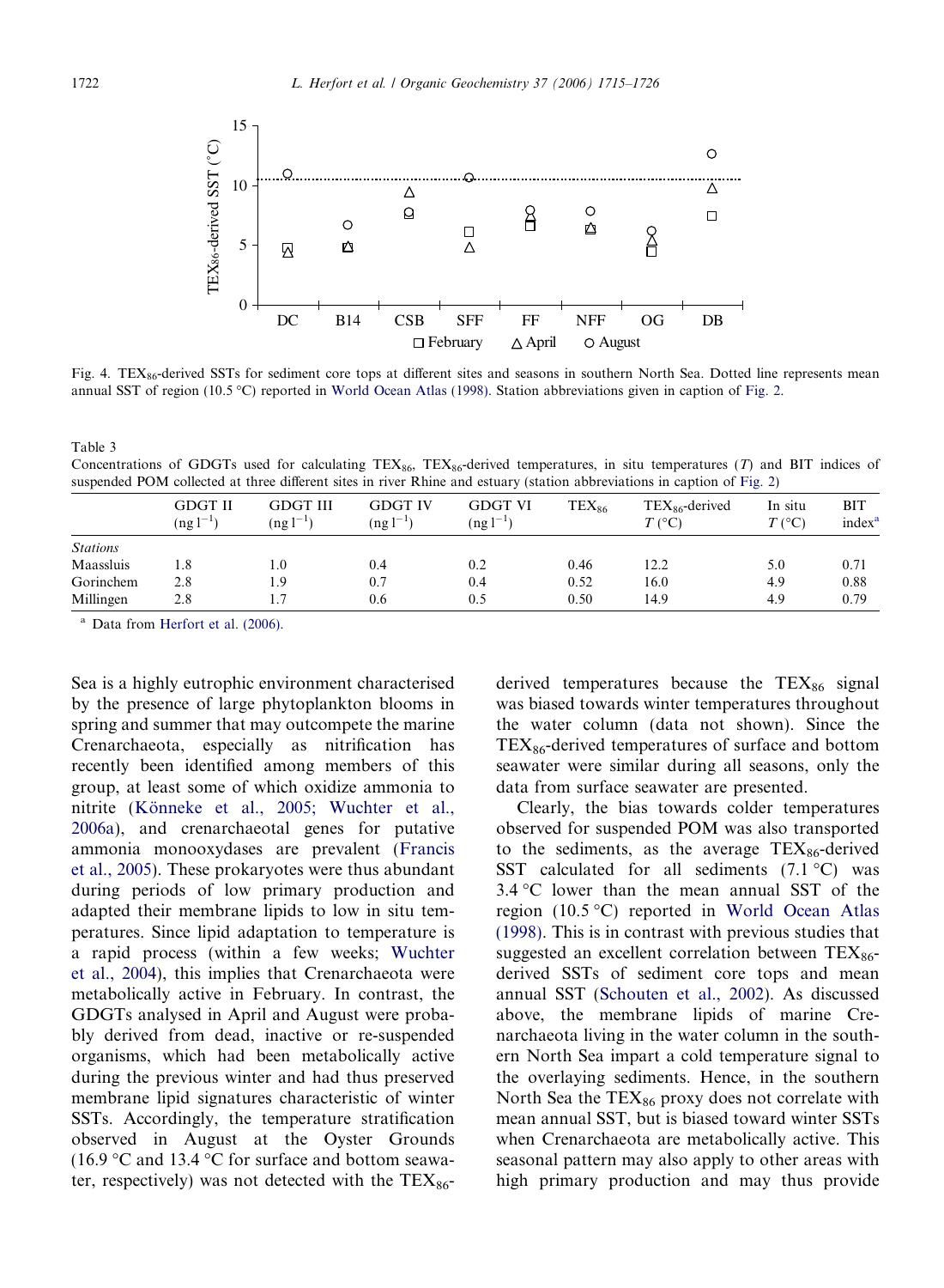Fig. 4. $TEX_{86}$-derived SSTs for sediment core tops at different sites and seasons in southern North Sea. Dotted line represents mean annual SST of region (10.5 °C) reported in World Ocean Atlas (1998). Station abbreviations given in caption of Fig. 2.

Table 3
Concentrations of GDGTs used for calculating $TEX_{86}$, $TEX_{86}$-derived temperatures, in situ temperatures ($T$) and BIT indices of suspended POM collected at three different sites in river Rhine and estuary (station abbreviations in caption of Fig. 2)

| | GDGT II ($ng\,l^{-1}$) | GDGT III ($ng\,l^{-1}$) | GDGT IV ($ng\,l^{-1}$) | GDGT VI ($ng\,l^{-1}$) | $TEX_{86}$ | $TEX_{86}$-derived $T$ (°C) | In situ $T$ (°C) | BIT index[a] |
|---|---|---|---|---|---|---|---|---|
| *Stations* | | | | | | | | |
| Maassluis | 1.8 | 1.0 | 0.4 | 0.2 | 0.46 | 12.2 | 5.0 | 0.71 |
| Gorinchem | 2.8 | 1.9 | 0.7 | 0.4 | 0.52 | 16.0 | 4.9 | 0.88 |
| Millingen | 2.8 | 1.7 | 0.6 | 0.5 | 0.50 | 14.9 | 4.9 | 0.79 |

[a] Data from Herfort et al. (2006).

Sea is a highly eutrophic environment characterised by the presence of large phytoplankton blooms in spring and summer that may outcompete the marine Crenarchaeota, especially as nitrification has recently been identified among members of this group, at least some of which oxidize ammonia to nitrite (Könneke et al., 2005; Wuchter et al., 2006a), and crenarchaeotal genes for putative ammonia monooxydases are prevalent (Francis et al., 2005). These prokaryotes were thus abundant during periods of low primary production and adapted their membrane lipids to low in situ temperatures. Since lipid adaptation to temperature is a rapid process (within a few weeks; Wuchter et al., 2004), this implies that Crenarchaeota were metabolically active in February. In contrast, the GDGTs analysed in April and August were probably derived from dead, inactive or re-suspended organisms, which had been metabolically active during the previous winter and had thus preserved membrane lipid signatures characteristic of winter SSTs. Accordingly, the temperature stratification observed in August at the Oyster Grounds (16.9 °C and 13.4 °C for surface and bottom seawater, respectively) was not detected with the $TEX_{86}$-derived temperatures because the $TEX_{86}$ signal was biased towards winter temperatures throughout the water column (data not shown). Since the $TEX_{86}$-derived temperatures of surface and bottom seawater were similar during all seasons, only the data from surface seawater are presented.

Clearly, the bias towards colder temperatures observed for suspended POM was also transported to the sediments, as the average $TEX_{86}$-derived SST calculated for all sediments (7.1 °C) was 3.4 °C lower than the mean annual SST of the region (10.5 °C) reported in World Ocean Atlas (1998). This is in contrast with previous studies that suggested an excellent correlation between $TEX_{86}$-derived SSTs of sediment core tops and mean annual SST (Schouten et al., 2002). As discussed above, the membrane lipids of marine Crenarchaeota living in the water column in the southern North Sea impart a cold temperature signal to the overlaying sediments. Hence, in the southern North Sea the $TEX_{86}$ proxy does not correlate with mean annual SST, but is biased toward winter SSTs when Crenarchaeota are metabolically active. This seasonal pattern may also apply to other areas with high primary production and may thus provide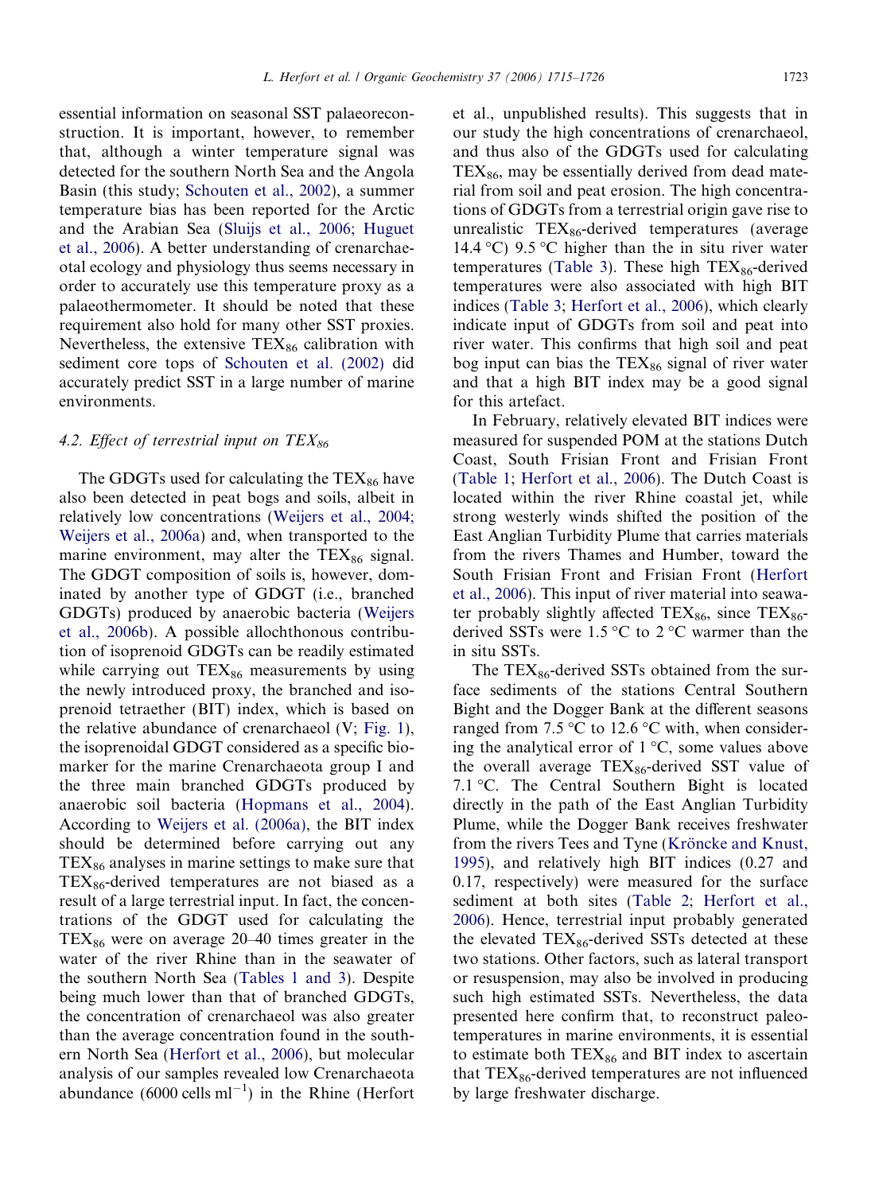essential information on seasonal SST palaeoreconstruction. It is important, however, to remember that, although a winter temperature signal was detected for the southern North Sea and the Angola Basin (this study; Schouten et al., 2002), a summer temperature bias has been reported for the Arctic and the Arabian Sea (Sluijs et al., 2006; Huguet et al., 2006). A better understanding of crenarchaeotal ecology and physiology thus seems necessary in order to accurately use this temperature proxy as a palaeothermometer. It should be noted that these requirement also hold for many other SST proxies. Nevertheless, the extensive $TEX_{86}$ calibration with sediment core tops of Schouten et al. (2002) did accurately predict SST in a large number of marine environments.

### 4.2. Effect of terrestrial input on $TEX_{86}$

The GDGTs used for calculating the $TEX_{86}$ have also been detected in peat bogs and soils, albeit in relatively low concentrations (Weijers et al., 2004; Weijers et al., 2006a) and, when transported to the marine environment, may alter the $TEX_{86}$ signal. The GDGT composition of soils is, however, dominated by another type of GDGT (i.e., branched GDGTs) produced by anaerobic bacteria (Weijers et al., 2006b). A possible allochthonous contribution of isoprenoid GDGTs can be readily estimated while carrying out $TEX_{86}$ measurements by using the newly introduced proxy, the branched and isoprenoid tetraether (BIT) index, which is based on the relative abundance of crenarchaeol (V; Fig. 1), the isoprenoidal GDGT considered as a specific biomarker for the marine Crenarchaeota group I and the three main branched GDGTs produced by anaerobic soil bacteria (Hopmans et al., 2004). According to Weijers et al. (2006a), the BIT index should be determined before carrying out any $TEX_{86}$ analyses in marine settings to make sure that $TEX_{86}$-derived temperatures are not biased as a result of a large terrestrial input. In fact, the concentrations of the GDGT used for calculating the $TEX_{86}$ were on average 20–40 times greater in the water of the river Rhine than in the seawater of the southern North Sea (Tables 1 and 3). Despite being much lower than that of branched GDGTs, the concentration of crenarchaeol was also greater than the average concentration found in the southern North Sea (Herfort et al., 2006), but molecular analysis of our samples revealed low Crenarchaeota abundance (6000 cells $ml^{-1}$) in the Rhine (Herfort et al., unpublished results). This suggests that in our study the high concentrations of crenarchaeol, and thus also of the GDGTs used for calculating $TEX_{86}$, may be essentially derived from dead material from soil and peat erosion. The high concentrations of GDGTs from a terrestrial origin gave rise to unrealistic $TEX_{86}$-derived temperatures (average 14.4 °C) 9.5 °C higher than the in situ river water temperatures (Table 3). These high $TEX_{86}$-derived temperatures were also associated with high BIT indices (Table 3; Herfort et al., 2006), which clearly indicate input of GDGTs from soil and peat into river water. This confirms that high soil and peat bog input can bias the $TEX_{86}$ signal of river water and that a high BIT index may be a good signal for this artefact.

In February, relatively elevated BIT indices were measured for suspended POM at the stations Dutch Coast, South Frisian Front and Frisian Front (Table 1; Herfort et al., 2006). The Dutch Coast is located within the river Rhine coastal jet, while strong westerly winds shifted the position of the East Anglian Turbidity Plume that carries materials from the rivers Thames and Humber, toward the South Frisian Front and Frisian Front (Herfort et al., 2006). This input of river material into seawater probably slightly affected $TEX_{86}$, since $TEX_{86}$-derived SSTs were 1.5 °C to 2 °C warmer than the in situ SSTs.

The $TEX_{86}$-derived SSTs obtained from the surface sediments of the stations Central Southern Bight and the Dogger Bank at the different seasons ranged from 7.5 °C to 12.6 °C with, when considering the analytical error of 1 °C, some values above the overall average $TEX_{86}$-derived SST value of 7.1 °C. The Central Southern Bight is located directly in the path of the East Anglian Turbidity Plume, while the Dogger Bank receives freshwater from the rivers Tees and Tyne (Kröncke and Knust, 1995), and relatively high BIT indices (0.27 and 0.17, respectively) were measured for the surface sediment at both sites (Table 2; Herfort et al., 2006). Hence, terrestrial input probably generated the elevated $TEX_{86}$-derived SSTs detected at these two stations. Other factors, such as lateral transport or resuspension, may also be involved in producing such high estimated SSTs. Nevertheless, the data presented here confirm that, to reconstruct paleotemperatures in marine environments, it is essential to estimate both $TEX_{86}$ and BIT index to ascertain that $TEX_{86}$-derived temperatures are not influenced by large freshwater discharge.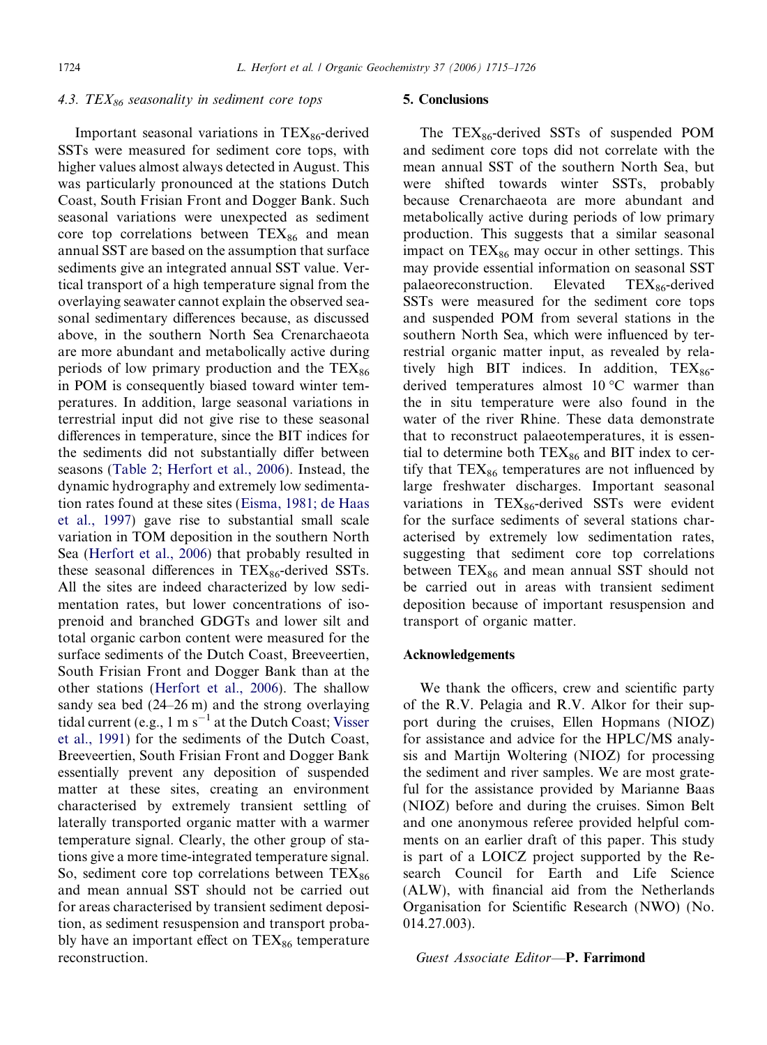### 4.3. $TEX_{86}$ seasonality in sediment core tops

Important seasonal variations in $TEX_{86}$-derived SSTs were measured for sediment core tops, with higher values almost always detected in August. This was particularly pronounced at the stations Dutch Coast, South Frisian Front and Dogger Bank. Such seasonal variations were unexpected as sediment core top correlations between $TEX_{86}$ and mean annual SST are based on the assumption that surface sediments give an integrated annual SST value. Vertical transport of a high temperature signal from the overlaying seawater cannot explain the observed seasonal sedimentary differences because, as discussed above, in the southern North Sea Crenarchaeota are more abundant and metabolically active during periods of low primary production and the $TEX_{86}$ in POM is consequently biased toward winter temperatures. In addition, large seasonal variations in terrestrial input did not give rise to these seasonal differences in temperature, since the BIT indices for the sediments did not substantially differ between seasons (Table 2; Herfort et al., 2006). Instead, the dynamic hydrography and extremely low sedimentation rates found at these sites (Eisma, 1981; de Haas et al., 1997) gave rise to substantial small scale variation in TOM deposition in the southern North Sea (Herfort et al., 2006) that probably resulted in these seasonal differences in $TEX_{86}$-derived SSTs. All the sites are indeed characterized by low sedimentation rates, but lower concentrations of isoprenoid and branched GDGTs and lower silt and total organic carbon content were measured for the surface sediments of the Dutch Coast, Breeveertien, South Frisian Front and Dogger Bank than at the other stations (Herfort et al., 2006). The shallow sandy sea bed (24–26 m) and the strong overlaying tidal current (e.g., $1\ m\ s^{-1}$ at the Dutch Coast; Visser et al., 1991) for the sediments of the Dutch Coast, Breeveertien, South Frisian Front and Dogger Bank essentially prevent any deposition of suspended matter at these sites, creating an environment characterised by extremely transient settling of laterally transported organic matter with a warmer temperature signal. Clearly, the other group of stations give a more time-integrated temperature signal. So, sediment core top correlations between $TEX_{86}$ and mean annual SST should not be carried out for areas characterised by transient sediment deposition, as sediment resuspension and transport probably have an important effect on $TEX_{86}$ temperature reconstruction.

## 5. Conclusions

The $TEX_{86}$-derived SSTs of suspended POM and sediment core tops did not correlate with the mean annual SST of the southern North Sea, but were shifted towards winter SSTs, probably because Crenarchaeota are more abundant and metabolically active during periods of low primary production. This suggests that a similar seasonal impact on $TEX_{86}$ may occur in other settings. This may provide essential information on seasonal SST palaeoreconstruction. Elevated $TEX_{86}$-derived SSTs were measured for the sediment core tops and suspended POM from several stations in the southern North Sea, which were influenced by terrestrial organic matter input, as revealed by relatively high BIT indices. In addition, $TEX_{86}$-derived temperatures almost 10 °C warmer than the in situ temperature were also found in the water of the river Rhine. These data demonstrate that to reconstruct palaeotemperatures, it is essential to determine both $TEX_{86}$ and BIT index to certify that $TEX_{86}$ temperatures are not influenced by large freshwater discharges. Important seasonal variations in $TEX_{86}$-derived SSTs were evident for the surface sediments of several stations characterised by extremely low sedimentation rates, suggesting that sediment core top correlations between $TEX_{86}$ and mean annual SST should not be carried out in areas with transient sediment deposition because of important resuspension and transport of organic matter.

## Acknowledgements

We thank the officers, crew and scientific party of the R.V. Pelagia and R.V. Alkor for their support during the cruises, Ellen Hopmans (NIOZ) for assistance and advice for the HPLC/MS analysis and Martijn Woltering (NIOZ) for processing the sediment and river samples. We are most grateful for the assistance provided by Marianne Baas (NIOZ) before and during the cruises. Simon Belt and one anonymous referee provided helpful comments on an earlier draft of this paper. This study is part of a LOICZ project supported by the Research Council for Earth and Life Science (ALW), with financial aid from the Netherlands Organisation for Scientific Research (NWO) (No. 014.27.003).

*Guest Associate Editor*—**P. Farrimond**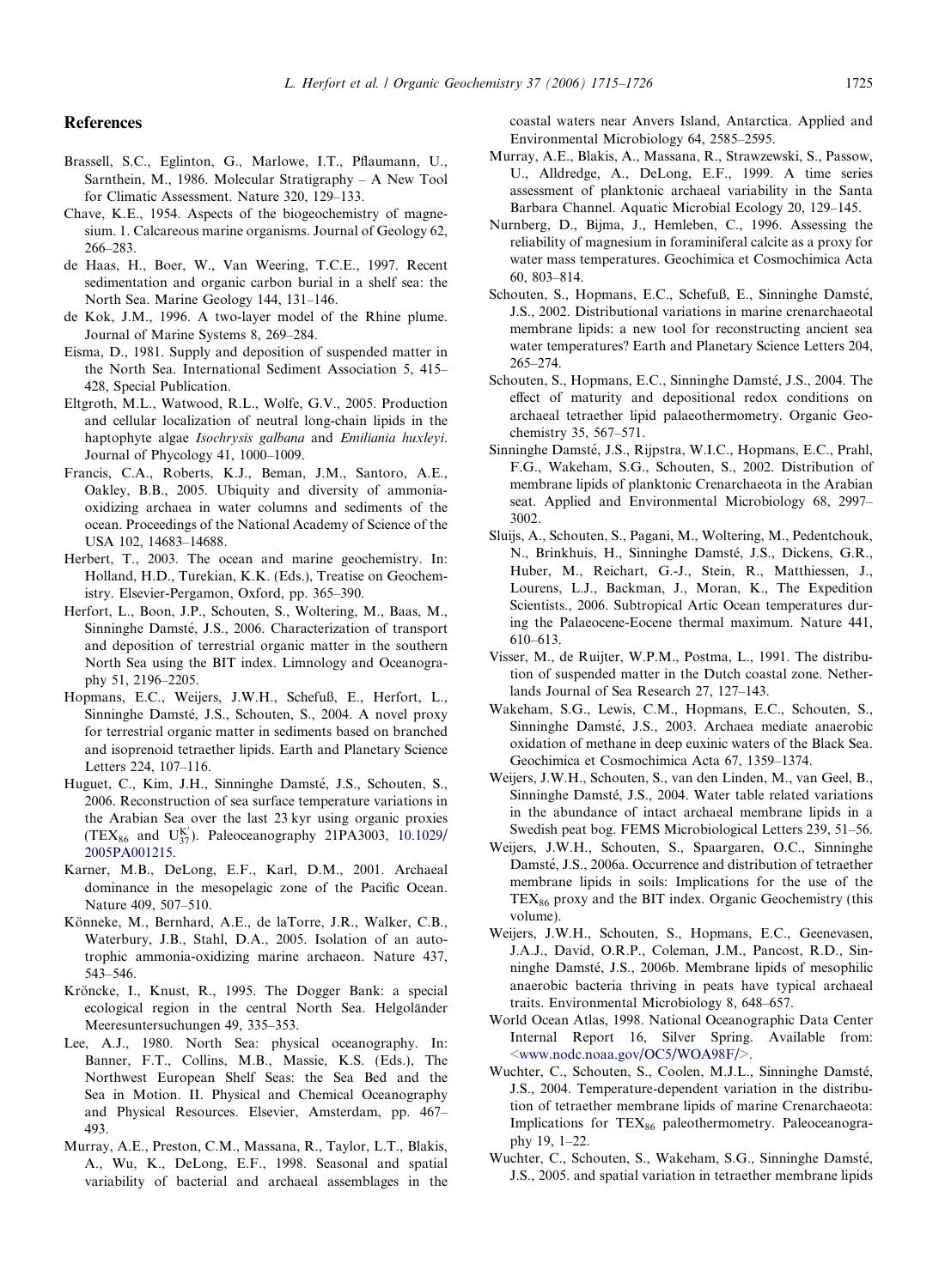## References

Brassell, S.C., Eglinton, G., Marlowe, I.T., Pflaumann, U., Sarnthein, M., 1986. Molecular Stratigraphy – A New Tool for Climatic Assessment. Nature 320, 129–133.

Chave, K.E., 1954. Aspects of the biogeochemistry of magnesium. 1. Calcareous marine organisms. Journal of Geology 62, 266–283.

de Haas, H., Boer, W., Van Weering, T.C.E., 1997. Recent sedimentation and organic carbon burial in a shelf sea: the North Sea. Marine Geology 144, 131–146.

de Kok, J.M., 1996. A two-layer model of the Rhine plume. Journal of Marine Systems 8, 269–284.

Eisma, D., 1981. Supply and deposition of suspended matter in the North Sea. International Sediment Association 5, 415–428, Special Publication.

Eltgroth, M.L., Watwood, R.L., Wolfe, G.V., 2005. Production and cellular localization of neutral long-chain lipids in the haptophyte algae *Isochrysis galbana* and *Emiliania huxleyi*. Journal of Phycology 41, 1000–1009.

Francis, C.A., Roberts, K.J., Beman, J.M., Santoro, A.E., Oakley, B.B., 2005. Ubiquity and diversity of ammonia-oxidizing archaea in water columns and sediments of the ocean. Proceedings of the National Academy of Science of the USA 102, 14683–14688.

Herbert, T., 2003. The ocean and marine geochemistry. In: Holland, H.D., Turekian, K.K. (Eds.), Treatise on Geochemistry. Elsevier-Pergamon, Oxford, pp. 365–390.

Herfort, L., Boon, J.P., Schouten, S., Woltering, M., Baas, M., Sinninghe Damsté, J.S., 2006. Characterization of transport and deposition of terrestrial organic matter in the southern North Sea using the BIT index. Limnology and Oceanography 51, 2196–2205.

Hopmans, E.C., Weijers, J.W.H., Schefuß, E., Herfort, L., Sinninghe Damsté, J.S., Schouten, S., 2004. A novel proxy for terrestrial organic matter in sediments based on branched and isoprenoid tetraether lipids. Earth and Planetary Science Letters 224, 107–116.

Huguet, C., Kim, J.H., Sinninghe Damsté, J.S., Schouten, S., 2006. Reconstruction of sea surface temperature variations in the Arabian Sea over the last 23 kyr using organic proxies ($TEX_{86}$ and $U^{K'}_{37}$). Paleoceanography 21PA3003, 10.1029/2005PA001215.

Karner, M.B., DeLong, E.F., Karl, D.M., 2001. Archaeal dominance in the mesopelagic zone of the Pacific Ocean. Nature 409, 507–510.

Könneke, M., Bernhard, A.E., de laTorre, J.R., Walker, C.B., Waterbury, J.B., Stahl, D.A., 2005. Isolation of an autotrophic ammonia-oxidizing marine archaeon. Nature 437, 543–546.

Kröncke, I., Knust, R., 1995. The Dogger Bank: a special ecological region in the central North Sea. Helgoländer Meeresuntersuchungen 49, 335–353.

Lee, A.J., 1980. North Sea: physical oceanography. In: Banner, F.T., Collins, M.B., Massie, K.S. (Eds.), The Northwest European Shelf Seas: the Sea Bed and the Sea in Motion. II. Physical and Chemical Oceanography and Physical Resources. Elsevier, Amsterdam, pp. 467–493.

Murray, A.E., Preston, C.M., Massana, R., Taylor, L.T., Blakis, A., Wu, K., DeLong, E.F., 1998. Seasonal and spatial variability of bacterial and archaeal assemblages in the coastal waters near Anvers Island, Antarctica. Applied and Environmental Microbiology 64, 2585–2595.

Murray, A.E., Blakis, A., Massana, R., Strawzewski, S., Passow, U., Alldredge, A., DeLong, E.F., 1999. A time series assessment of planktonic archaeal variability in the Santa Barbara Channel. Aquatic Microbial Ecology 20, 129–145.

Nurnberg, D., Bijma, J., Hemleben, C., 1996. Assessing the reliability of magnesium in foraminiferal calcite as a proxy for water mass temperatures. Geochimica et Cosmochimica Acta 60, 803–814.

Schouten, S., Hopmans, E.C., Schefuß, E., Sinninghe Damsté, J.S., 2002. Distributional variations in marine crenarchaeotal membrane lipids: a new tool for reconstructing ancient sea water temperatures? Earth and Planetary Science Letters 204, 265–274.

Schouten, S., Hopmans, E.C., Sinninghe Damsté, J.S., 2004. The effect of maturity and depositional redox conditions on archaeal tetraether lipid palaeothermometry. Organic Geochemistry 35, 567–571.

Sinninghe Damsté, J.S., Rijpstra, W.I.C., Hopmans, E.C., Prahl, F.G., Wakeham, S.G., Schouten, S., 2002. Distribution of membrane lipids of planktonic Crenarchaeota in the Arabian seat. Applied and Environmental Microbiology 68, 2997–3002.

Sluijs, A., Schouten, S., Pagani, M., Woltering, M., Pedentchouk, N., Brinkhuis, H., Sinninghe Damsté, J.S., Dickens, G.R., Huber, M., Reichart, G.-J., Stein, R., Matthiessen, J., Lourens, L.J., Backman, J., Moran, K., The Expedition Scientists., 2006. Subtropical Artic Ocean temperatures during the Palaeocene-Eocene thermal maximum. Nature 441, 610–613.

Visser, M., de Ruijter, W.P.M., Postma, L., 1991. The distribution of suspended matter in the Dutch coastal zone. Netherlands Journal of Sea Research 27, 127–143.

Wakeham, S.G., Lewis, C.M., Hopmans, E.C., Schouten, S., Sinninghe Damsté, J.S., 2003. Archaea mediate anaerobic oxidation of methane in deep euxinic waters of the Black Sea. Geochimica et Cosmochimica Acta 67, 1359–1374.

Weijers, J.W.H., Schouten, S., van den Linden, M., van Geel, B., Sinninghe Damsté, J.S., 2004. Water table related variations in the abundance of intact archaeal membrane lipids in a Swedish peat bog. FEMS Microbiological Letters 239, 51–56.

Weijers, J.W.H., Schouten, S., Spaargaren, O.C., Sinninghe Damsté, J.S., 2006a. Occurrence and distribution of tetraether membrane lipids in soils: Implications for the use of the $TEX_{86}$ proxy and the BIT index. Organic Geochemistry (this volume).

Weijers, J.W.H., Schouten, S., Hopmans, E.C., Geenevasen, J.A.J., David, O.R.P., Coleman, J.M., Pancost, R.D., Sinninghe Damsté, J.S., 2006b. Membrane lipids of mesophilic anaerobic bacteria thriving in peats have typical archaeal traits. Environmental Microbiology 8, 648–657.

World Ocean Atlas, 1998. National Oceanographic Data Center Internal Report 16, Silver Spring. Available from: <www.nodc.noaa.gov/OC5/WOA98F/>.

Wuchter, C., Schouten, S., Coolen, M.J.L., Sinninghe Damsté, J.S., 2004. Temperature-dependent variation in the distribution of tetraether membrane lipids of marine Crenarchaeota: Implications for $TEX_{86}$ paleothermometry. Paleoceanography 19, 1–22.

Wuchter, C., Schouten, S., Wakeham, S.G., Sinninghe Damsté, J.S., 2005. and spatial variation in tetraether membrane lipids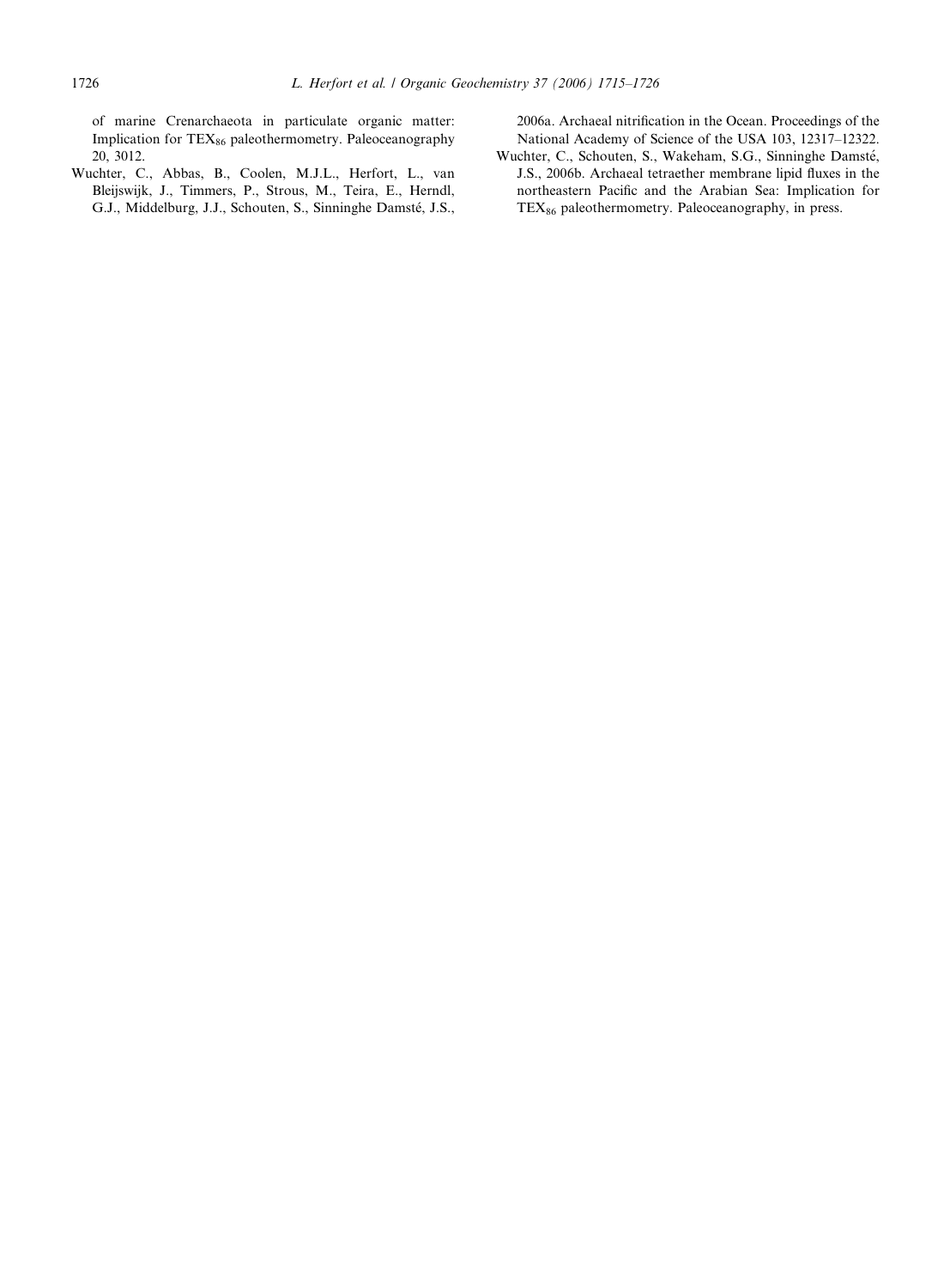of marine Crenarchaeota in particulate organic matter: Implication for $TEX_{86}$ paleothermometry. Paleoceanography 20, 3012.

Wuchter, C., Abbas, B., Coolen, M.J.L., Herfort, L., van Bleijswijk, J., Timmers, P., Strous, M., Teira, E., Herndl, G.J., Middelburg, J.J., Schouten, S., Sinninghe Damsté, J.S., 2006a. Archaeal nitrification in the Ocean. Proceedings of the National Academy of Science of the USA 103, 12317–12322.

Wuchter, C., Schouten, S., Wakeham, S.G., Sinninghe Damsté, J.S., 2006b. Archaeal tetraether membrane lipid fluxes in the northeastern Pacific and the Arabian Sea: Implication for $TEX_{86}$ paleothermometry. Paleoceanography, in press.